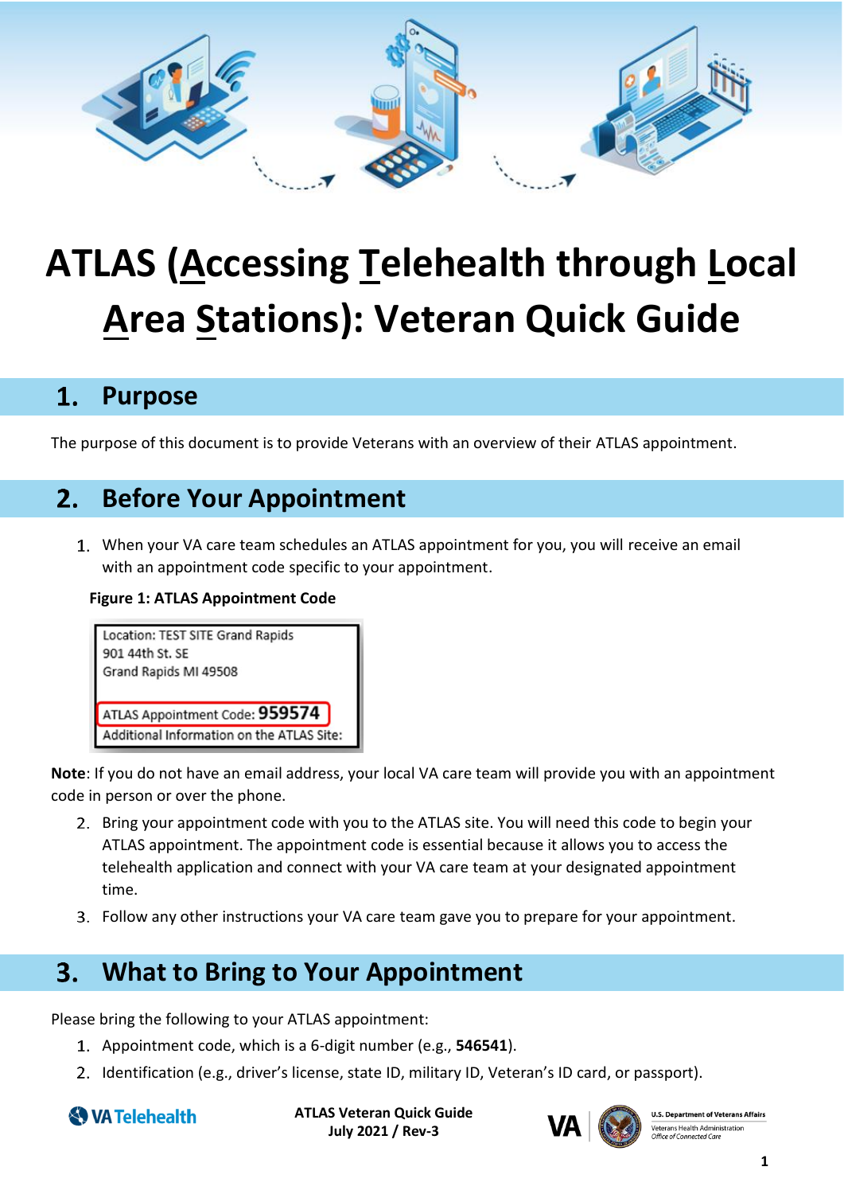# ATLAS (Accessing Telehealth through Local Area Stations): Veteran Quick Guide

## 1. Purpose

The purpose of this document is to provide Veterans with an overview of their ATLAS appointment.

## 2. Before Your Appointment

1. When your VA care team schedules an ATLAS appointment for you, you will receive an email with an appointment code specific to your appointment.

**Figure 1: ATLAS Appointment Code**

Location: TEST SITE Grand Rapids
901 44th St. SE
Grand Rapids MI 49508

ATLAS Appointment Code: **959574**
Additional Information on the ATLAS Site:

**Note**: If you do not have an email address, your local VA care team will provide you with an appointment code in person or over the phone.

2. Bring your appointment code with you to the ATLAS site. You will need this code to begin your ATLAS appointment. The appointment code is essential because it allows you to access the telehealth application and connect with your VA care team at your designated appointment time.
3. Follow any other instructions your VA care team gave you to prepare for your appointment.

## 3. What to Bring to Your Appointment

Please bring the following to your ATLAS appointment:

1. Appointment code, which is a 6-digit number (e.g., **546541**).
2. Identification (e.g., driver's license, state ID, military ID, Veteran's ID card, or passport).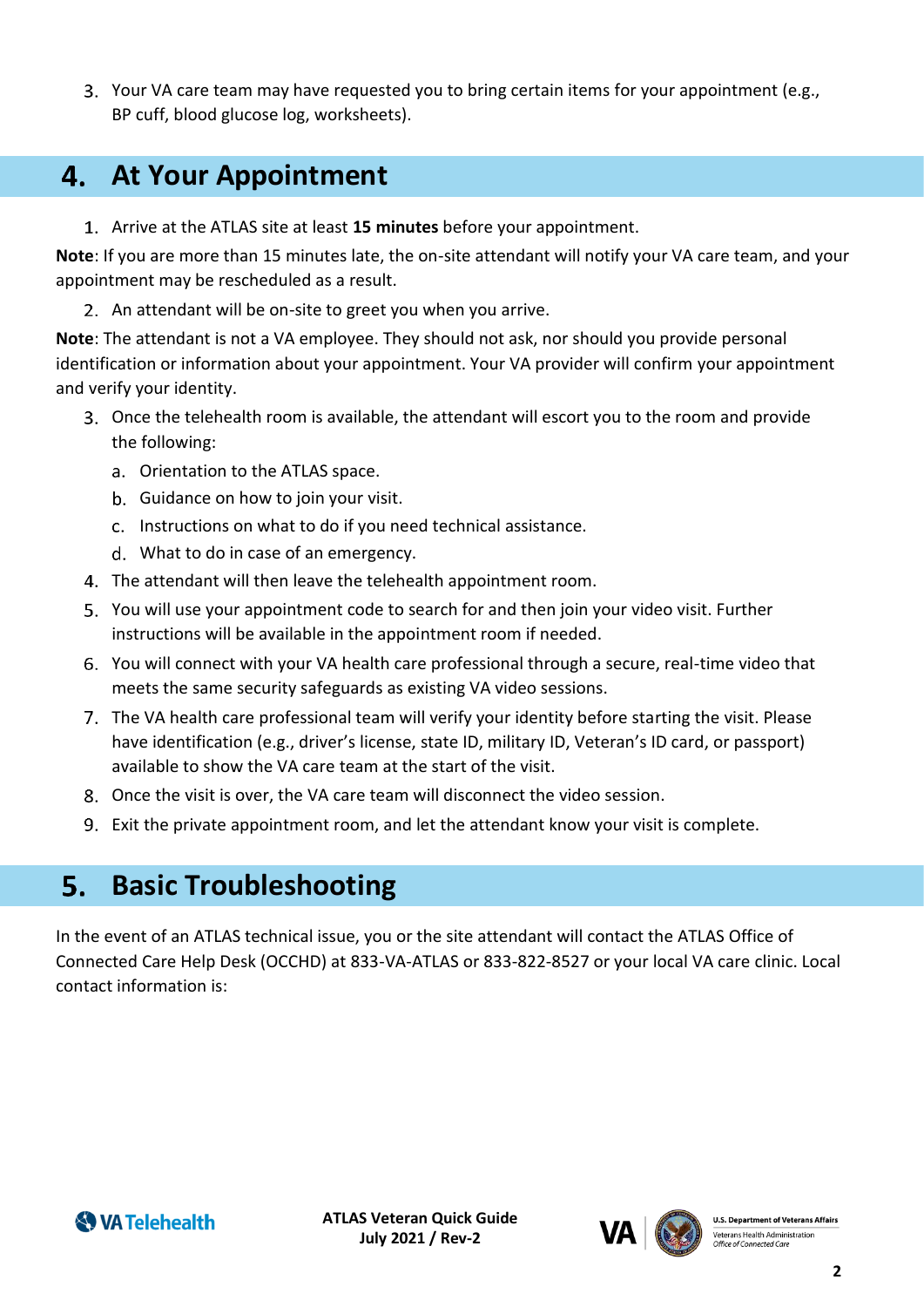3. Your VA care team may have requested you to bring certain items for your appointment (e.g., BP cuff, blood glucose log, worksheets).

## 4. At Your Appointment

1. Arrive at the ATLAS site at least **15 minutes** before your appointment.

**Note**: If you are more than 15 minutes late, the on-site attendant will notify your VA care team, and your appointment may be rescheduled as a result.

2. An attendant will be on-site to greet you when you arrive.

**Note**: The attendant is not a VA employee. They should not ask, nor should you provide personal identification or information about your appointment. Your VA provider will confirm your appointment and verify your identity.

3. Once the telehealth room is available, the attendant will escort you to the room and provide the following:
   a. Orientation to the ATLAS space.
   b. Guidance on how to join your visit.
   c. Instructions on what to do if you need technical assistance.
   d. What to do in case of an emergency.
4. The attendant will then leave the telehealth appointment room.
5. You will use your appointment code to search for and then join your video visit. Further instructions will be available in the appointment room if needed.
6. You will connect with your VA health care professional through a secure, real-time video that meets the same security safeguards as existing VA video sessions.
7. The VA health care professional team will verify your identity before starting the visit. Please have identification (e.g., driver's license, state ID, military ID, Veteran's ID card, or passport) available to show the VA care team at the start of the visit.
8. Once the visit is over, the VA care team will disconnect the video session.
9. Exit the private appointment room, and let the attendant know your visit is complete.

## 5. Basic Troubleshooting

In the event of an ATLAS technical issue, you or the site attendant will contact the ATLAS Office of Connected Care Help Desk (OCCHD) at 833-VA-ATLAS or 833-822-8527 or your local VA care clinic. Local contact information is: